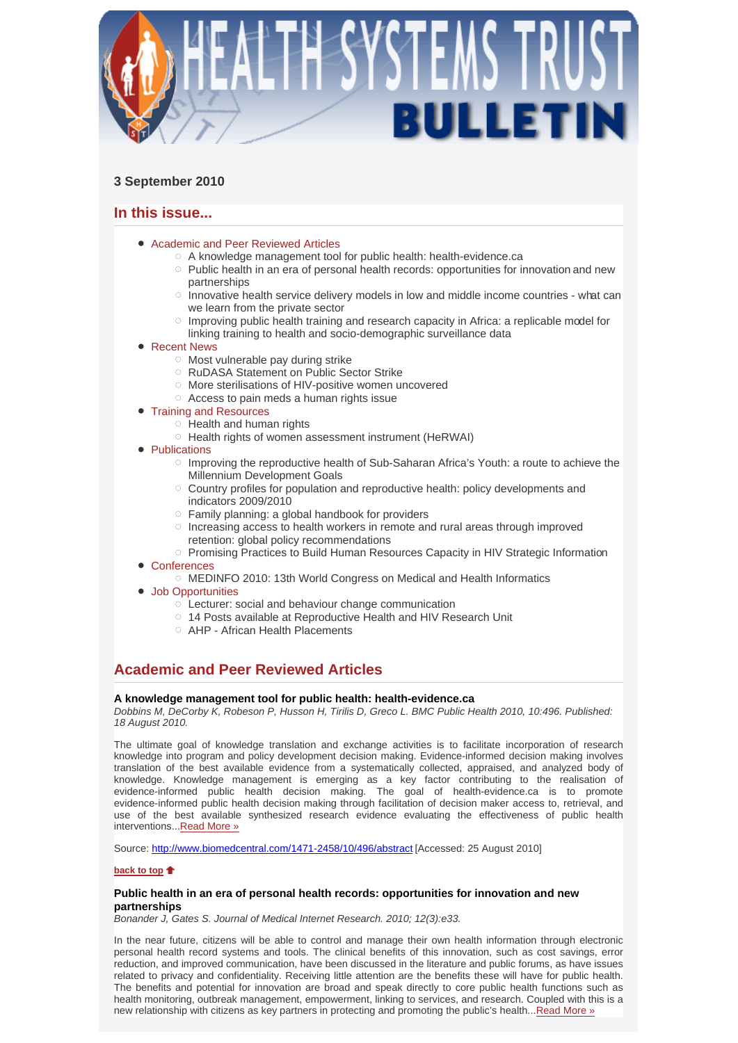# HEALTH SYSTEMS TRUST BULLETIN

### 3 September 2010

## In this issue...

- Academic and Peer Reviewed Articles
  - A knowledge management tool for public health: health-evidence.ca
  - Public health in an era of personal health records: opportunities for innovation and new partnerships
  - Innovative health service delivery models in low and middle income countries - what can we learn from the private sector
  - Improving public health training and research capacity in Africa: a replicable model for linking training to health and socio-demographic surveillance data
- Recent News
  - Most vulnerable pay during strike
  - RuDASA Statement on Public Sector Strike
  - More sterilisations of HIV-positive women uncovered
  - Access to pain meds a human rights issue
- Training and Resources
  - Health and human rights
  - Health rights of women assessment instrument (HeRWAI)
- Publications
  - Improving the reproductive health of Sub-Saharan Africa's Youth: a route to achieve the Millennium Development Goals
  - Country profiles for population and reproductive health: policy developments and indicators 2009/2010
  - Family planning: a global handbook for providers
  - Increasing access to health workers in remote and rural areas through improved retention: global policy recommendations
  - Promising Practices to Build Human Resources Capacity in HIV Strategic Information
- Conferences
  - MEDINFO 2010: 13th World Congress on Medical and Health Informatics
- Job Opportunities
  - Lecturer: social and behaviour change communication
  - 14 Posts available at Reproductive Health and HIV Research Unit
  - AHP - African Health Placements

## Academic and Peer Reviewed Articles

**A knowledge management tool for public health: health-evidence.ca**
*Dobbins M, DeCorby K, Robeson P, Husson H, Tirilis D, Greco L. BMC Public Health 2010, 10:496. Published: 18 August 2010.*

The ultimate goal of knowledge translation and exchange activities is to facilitate incorporation of research knowledge into program and policy development decision making. Evidence-informed decision making involves translation of the best available evidence from a systematically collected, appraised, and analyzed body of knowledge. Knowledge management is emerging as a key factor contributing to the realisation of evidence-informed public health decision making. The goal of health-evidence.ca is to promote evidence-informed public health decision making through facilitation of decision maker access to, retrieval, and use of the best available synthesized research evidence evaluating the effectiveness of public health interventions...Read More »

Source: http://www.biomedcentral.com/1471-2458/10/496/abstract [Accessed: 25 August 2010]

**back to top**

**Public health in an era of personal health records: opportunities for innovation and new partnerships**
*Bonander J, Gates S. Journal of Medical Internet Research. 2010; 12(3):e33.*

In the near future, citizens will be able to control and manage their own health information through electronic personal health record systems and tools. The clinical benefits of this innovation, such as cost savings, error reduction, and improved communication, have been discussed in the literature and public forums, as have issues related to privacy and confidentiality. Receiving little attention are the benefits these will have for public health. The benefits and potential for innovation are broad and speak directly to core public health functions such as health monitoring, outbreak management, empowerment, linking to services, and research. Coupled with this is a new relationship with citizens as key partners in protecting and promoting the public's health...Read More »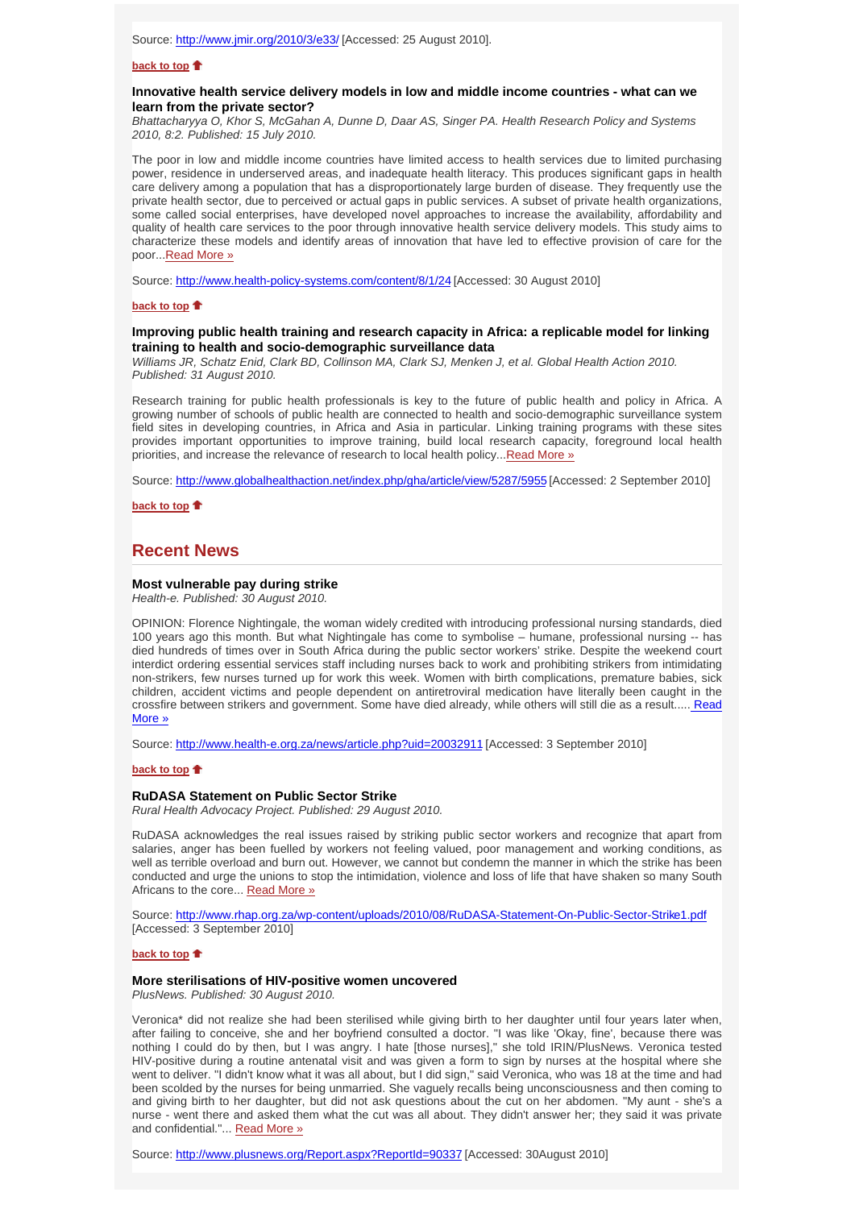Source: http://www.jmir.org/2010/3/e33/ [Accessed: 25 August 2010].

**back to top**

### Innovative health service delivery models in low and middle income countries - what can we learn from the private sector?

*Bhattacharyya O, Khor S, McGahan A, Dunne D, Daar AS, Singer PA. Health Research Policy and Systems 2010, 8:2. Published: 15 July 2010.*

The poor in low and middle income countries have limited access to health services due to limited purchasing power, residence in underserved areas, and inadequate health literacy. This produces significant gaps in health care delivery among a population that has a disproportionately large burden of disease. They frequently use the private health sector, due to perceived or actual gaps in public services. A subset of private health organizations, some called social enterprises, have developed novel approaches to increase the availability, affordability and quality of health care services to the poor through innovative health service delivery models. This study aims to characterize these models and identify areas of innovation that have led to effective provision of care for the poor...Read More »

Source: http://www.health-policy-systems.com/content/8/1/24 [Accessed: 30 August 2010]

**back to top**

### Improving public health training and research capacity in Africa: a replicable model for linking training to health and socio-demographic surveillance data

*Williams JR, Schatz Enid, Clark BD, Collinson MA, Clark SJ, Menken J, et al. Global Health Action 2010. Published: 31 August 2010.*

Research training for public health professionals is key to the future of public health and policy in Africa. A growing number of schools of public health are connected to health and socio-demographic surveillance system field sites in developing countries, in Africa and Asia in particular. Linking training programs with these sites provides important opportunities to improve training, build local research capacity, foreground local health priorities, and increase the relevance of research to local health policy...Read More »

Source: http://www.globalhealthaction.net/index.php/gha/article/view/5287/5955 [Accessed: 2 September 2010]

**back to top**

## Recent News

### Most vulnerable pay during strike

*Health-e. Published: 30 August 2010.*

OPINION: Florence Nightingale, the woman widely credited with introducing professional nursing standards, died 100 years ago this month. But what Nightingale has come to symbolise – humane, professional nursing -- has died hundreds of times over in South Africa during the public sector workers' strike. Despite the weekend court interdict ordering essential services staff including nurses back to work and prohibiting strikers from intimidating non-strikers, few nurses turned up for work this week. Women with birth complications, premature babies, sick children, accident victims and people dependent on antiretroviral medication have literally been caught in the crossfire between strikers and government. Some have died already, while others will still die as a result..... Read More »

Source: http://www.health-e.org.za/news/article.php?uid=20032911 [Accessed: 3 September 2010]

**back to top**

### RuDASA Statement on Public Sector Strike

*Rural Health Advocacy Project. Published: 29 August 2010.*

RuDASA acknowledges the real issues raised by striking public sector workers and recognize that apart from salaries, anger has been fuelled by workers not feeling valued, poor management and working conditions, as well as terrible overload and burn out. However, we cannot but condemn the manner in which the strike has been conducted and urge the unions to stop the intimidation, violence and loss of life that have shaken so many South Africans to the core... Read More »

Source: http://www.rhap.org.za/wp-content/uploads/2010/08/RuDASA-Statement-On-Public-Sector-Strike1.pdf [Accessed: 3 September 2010]

**back to top**

### More sterilisations of HIV-positive women uncovered

*PlusNews. Published: 30 August 2010.*

Veronica* did not realize she had been sterilised while giving birth to her daughter until four years later when, after failing to conceive, she and her boyfriend consulted a doctor. "I was like 'Okay, fine', because there was nothing I could do by then, but I was angry. I hate [those nurses]," she told IRIN/PlusNews. Veronica tested HIV-positive during a routine antenatal visit and was given a form to sign by nurses at the hospital where she went to deliver. "I didn't know what it was all about, but I did sign," said Veronica, who was 18 at the time and had been scolded by the nurses for being unmarried. She vaguely recalls being unconsciousness and then coming to and giving birth to her daughter, but did not ask questions about the cut on her abdomen. "My aunt - she's a nurse - went there and asked them what the cut was all about. They didn't answer her; they said it was private and confidential."... Read More »

Source: http://www.plusnews.org/Report.aspx?ReportId=90337 [Accessed: 30August 2010]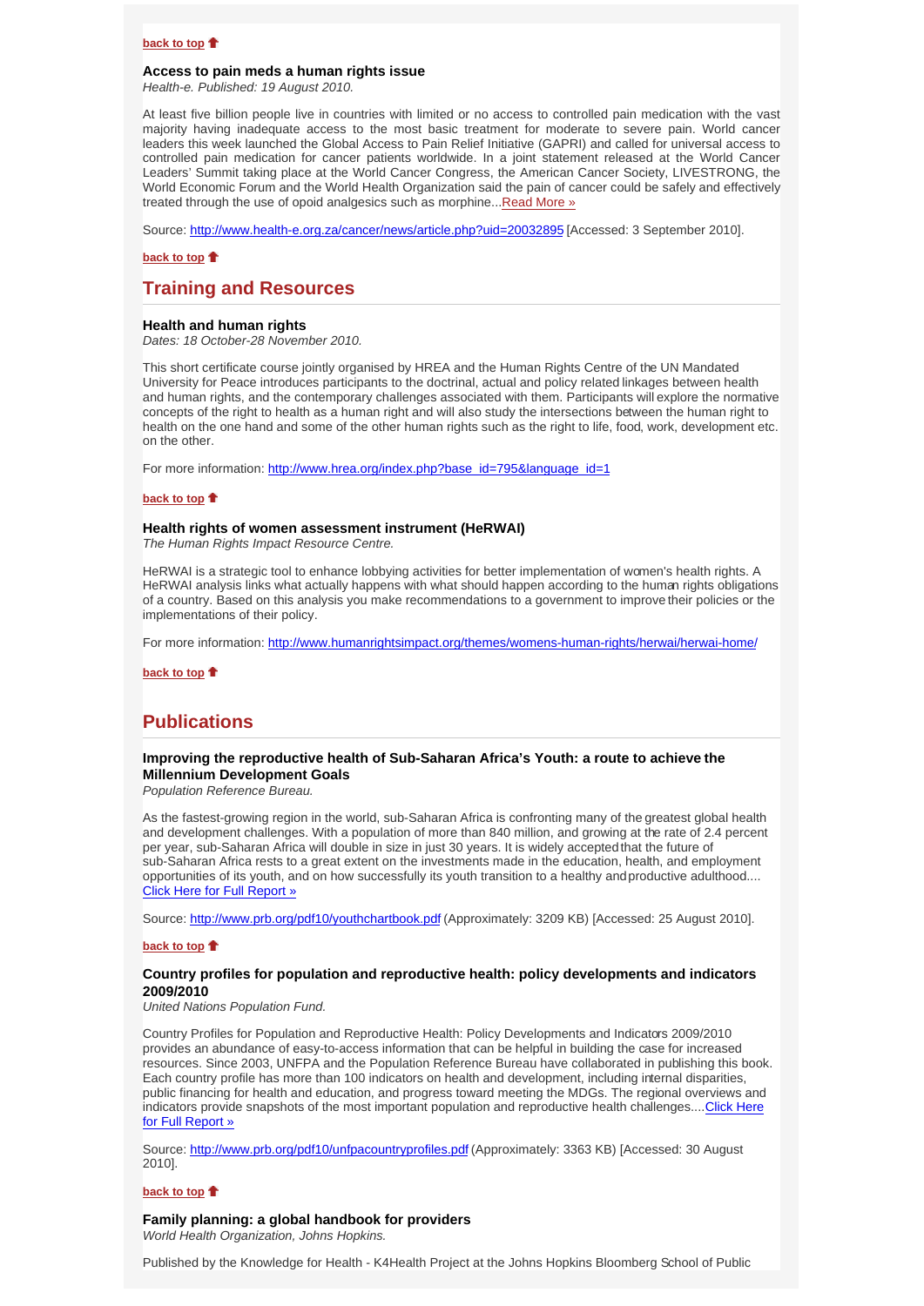**back to top**

### Access to pain meds a human rights issue

*Health-e. Published: 19 August 2010.*

At least five billion people live in countries with limited or no access to controlled pain medication with the vast majority having inadequate access to the most basic treatment for moderate to severe pain. World cancer leaders this week launched the Global Access to Pain Relief Initiative (GAPRI) and called for universal access to controlled pain medication for cancer patients worldwide. In a joint statement released at the World Cancer Leaders' Summit taking place at the World Cancer Congress, the American Cancer Society, LIVESTRONG, the World Economic Forum and the World Health Organization said the pain of cancer could be safely and effectively treated through the use of opoid analgesics such as morphine...Read More »

Source: http://www.health-e.org.za/cancer/news/article.php?uid=20032895 [Accessed: 3 September 2010].

**back to top**

## Training and Resources

### Health and human rights

*Dates: 18 October-28 November 2010.*

This short certificate course jointly organised by HREA and the Human Rights Centre of the UN Mandated University for Peace introduces participants to the doctrinal, actual and policy related linkages between health and human rights, and the contemporary challenges associated with them. Participants will explore the normative concepts of the right to health as a human right and will also study the intersections between the human right to health on the one hand and some of the other human rights such as the right to life, food, work, development etc. on the other.

For more information: http://www.hrea.org/index.php?base_id=795&language_id=1

**back to top**

### Health rights of women assessment instrument (HeRWAI)

*The Human Rights Impact Resource Centre.*

HeRWAI is a strategic tool to enhance lobbying activities for better implementation of women's health rights. A HeRWAI analysis links what actually happens with what should happen according to the human rights obligations of a country. Based on this analysis you make recommendations to a government to improve their policies or the implementations of their policy.

For more information: http://www.humanrightsimpact.org/themes/womens-human-rights/herwai/herwai-home/

**back to top**

## Publications

### Improving the reproductive health of Sub-Saharan Africa's Youth: a route to achieve the Millennium Development Goals

*Population Reference Bureau.*

As the fastest-growing region in the world, sub-Saharan Africa is confronting many of the greatest global health and development challenges. With a population of more than 840 million, and growing at the rate of 2.4 percent per year, sub-Saharan Africa will double in size in just 30 years. It is widely accepted that the future of sub-Saharan Africa rests to a great extent on the investments made in the education, health, and employment opportunities of its youth, and on how successfully its youth transition to a healthy and productive adulthood.... Click Here for Full Report »

Source: http://www.prb.org/pdf10/youthchartbook.pdf (Approximately: 3209 KB) [Accessed: 25 August 2010].

**back to top**

### Country profiles for population and reproductive health: policy developments and indicators 2009/2010

*United Nations Population Fund.*

Country Profiles for Population and Reproductive Health: Policy Developments and Indicators 2009/2010 provides an abundance of easy-to-access information that can be helpful in building the case for increased resources. Since 2003, UNFPA and the Population Reference Bureau have collaborated in publishing this book. Each country profile has more than 100 indicators on health and development, including internal disparities, public financing for health and education, and progress toward meeting the MDGs. The regional overviews and indicators provide snapshots of the most important population and reproductive health challenges....Click Here for Full Report »

Source: http://www.prb.org/pdf10/unfpacountryprofiles.pdf (Approximately: 3363 KB) [Accessed: 30 August 2010].

**back to top**

### Family planning: a global handbook for providers

*World Health Organization, Johns Hopkins.*

Published by the Knowledge for Health - K4Health Project at the Johns Hopkins Bloomberg School of Public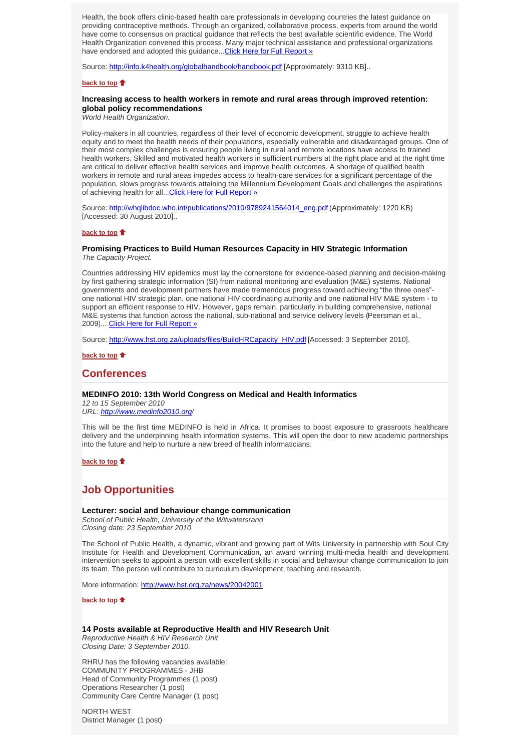Health, the book offers clinic-based health care professionals in developing countries the latest guidance on providing contraceptive methods. Through an organized, collaborative process, experts from around the world have come to consensus on practical guidance that reflects the best available scientific evidence. The World Health Organization convened this process. Many major technical assistance and professional organizations have endorsed and adopted this guidance...[Click Here for Full Report »]

Source: http://info.k4health.org/globalhandbook/handbook.pdf [Approximately: 9310 KB]..

**back to top**

### Increasing access to health workers in remote and rural areas through improved retention: global policy recommendations

*World Health Organization.*

Policy-makers in all countries, regardless of their level of economic development, struggle to achieve health equity and to meet the health needs of their populations, especially vulnerable and disadvantaged groups. One of their most complex challenges is ensuring people living in rural and remote locations have access to trained health workers. Skilled and motivated health workers in sufficient numbers at the right place and at the right time are critical to deliver effective health services and improve health outcomes. A shortage of qualified health workers in remote and rural areas impedes access to health-care services for a significant percentage of the population, slows progress towards attaining the Millennium Development Goals and challenges the aspirations of achieving health for all...[Click Here for Full Report »]

Source: http://whqlibdoc.who.int/publications/2010/9789241564014_eng.pdf (Approximately: 1220 KB) [Accessed: 30 August 2010]..

**back to top**

### Promising Practices to Build Human Resources Capacity in HIV Strategic Information

*The Capacity Project.*

Countries addressing HIV epidemics must lay the cornerstone for evidence-based planning and decision-making by first gathering strategic information (SI) from national monitoring and evaluation (M&E) systems. National governments and development partners have made tremendous progress toward achieving "the three ones"- one national HIV strategic plan, one national HIV coordinating authority and one national HIV M&E system - to support an efficient response to HIV. However, gaps remain, particularly in building comprehensive, national M&E systems that function across the national, sub-national and service delivery levels (Peersman et al., 2009)....[Click Here for Full Report »]

Source: http://www.hst.org.za/uploads/files/BuildHRCapacity_HIV.pdf [Accessed: 3 September 2010].

**back to top**

## Conferences

### MEDINFO 2010: 13th World Congress on Medical and Health Informatics

*12 to 15 September 2010*
*URL: http://www.medinfo2010.org/*

This will be the first time MEDINFO is held in Africa. It promises to boost exposure to grassroots healthcare delivery and the underpinning health information systems. This will open the door to new academic partnerships into the future and help to nurture a new breed of health informaticians.

**back to top**

## Job Opportunities

### Lecturer: social and behaviour change communication

*School of Public Health, University of the Witwatersrand*
*Closing date: 23 September 2010.*

The School of Public Health, a dynamic, vibrant and growing part of Wits University in partnership with Soul City Institute for Health and Development Communication, an award winning multi-media health and development intervention seeks to appoint a person with excellent skills in social and behaviour change communication to join its team. The person will contribute to curriculum development, teaching and research.

More information: http://www.hst.org.za/news/20042001

**back to top**

### 14 Posts available at Reproductive Health and HIV Research Unit

*Reproductive Health & HIV Research Unit*
*Closing Date: 3 September 2010.*

RHRU has the following vacancies available:
COMMUNITY PROGRAMMES - JHB
Head of Community Programmes (1 post)
Operations Researcher (1 post)
Community Care Centre Manager (1 post)

NORTH WEST
District Manager (1 post)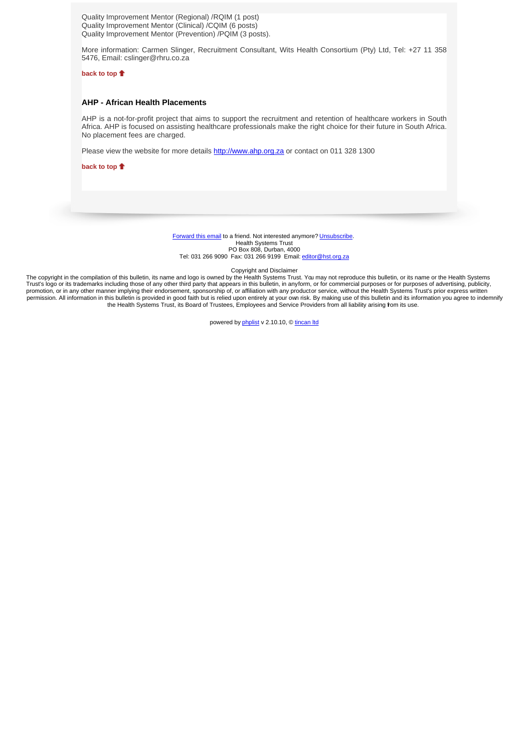Quality Improvement Mentor (Regional) /RQIM (1 post)
Quality Improvement Mentor (Clinical) /CQIM (6 posts)
Quality Improvement Mentor (Prevention) /PQIM (3 posts).

More information: Carmen Slinger, Recruitment Consultant, Wits Health Consortium (Pty) Ltd, Tel: +27 11 358 5476, Email: cslinger@rhru.co.za

**back to top**

### AHP - African Health Placements

AHP is a not-for-profit project that aims to support the recruitment and retention of healthcare workers in South Africa. AHP is focused on assisting healthcare professionals make the right choice for their future in South Africa. No placement fees are charged.

Please view the website for more details [http://www.ahp.org.za](http://www.ahp.org.za) or contact on 011 328 1300

**back to top**

Forward this email to a friend. Not interested anymore? Unsubscribe.
Health Systems Trust
PO Box 808, Durban, 4000
Tel: 031 266 9090 Fax: 031 266 9199 Email: editor@hst.org.za

Copyright and Disclaimer
The copyright in the compilation of this bulletin, its name and logo is owned by the Health Systems Trust. You may not reproduce this bulletin, or its name or the Health Systems Trust's logo or its trademarks including those of any other third party that appears in this bulletin, in any form, or for commercial purposes or for purposes of advertising, publicity, promotion, or in any other manner implying their endorsement, sponsorship of, or affiliation with any product or service, without the Health Systems Trust's prior express written permission. All information in this bulletin is provided in good faith but is relied upon entirely at your own risk. By making use of this bulletin and its information you agree to indemnify the Health Systems Trust, its Board of Trustees, Employees and Service Providers from all liability arising from its use.

powered by phplist v 2.10.10, © tincan ltd